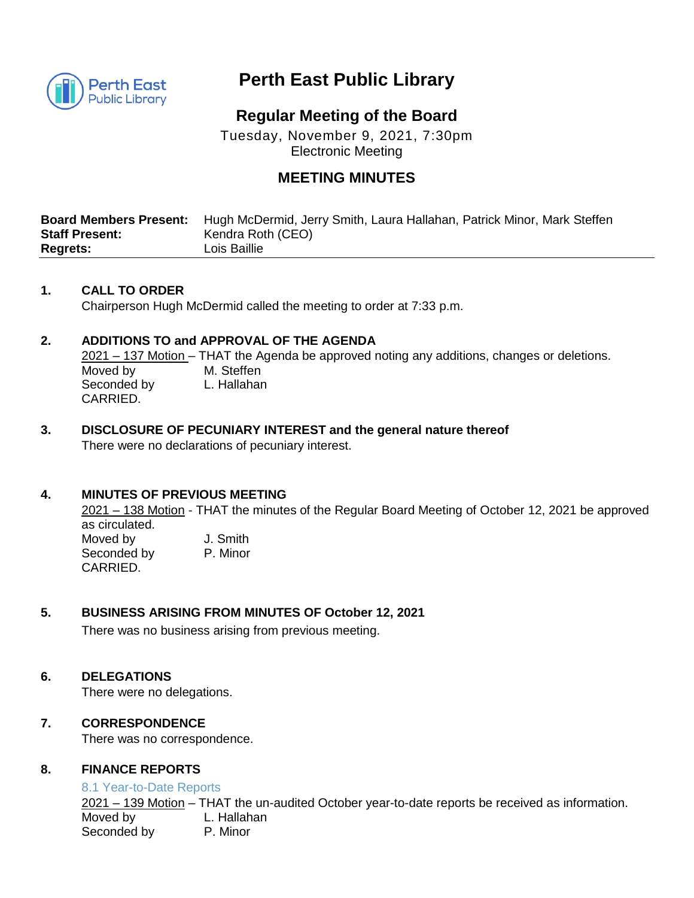# Perth East Public Library

## Regular Meeting of the Board

Tuesday, November 9, 2021, 7:30pm
Electronic Meeting

## MEETING MINUTES

| | |
|---|---|
| **Board Members Present:** | Hugh McDermid, Jerry Smith, Laura Hallahan, Patrick Minor, Mark Steffen |
| **Staff Present:** | Kendra Roth (CEO) |
| **Regrets:** | Lois Baillie |

**1. CALL TO ORDER**

Chairperson Hugh McDermid called the meeting to order at 7:33 p.m.

**2. ADDITIONS TO and APPROVAL OF THE AGENDA**

2021 – 137 Motion – THAT the Agenda be approved noting any additions, changes or deletions.
Moved by M. Steffen
Seconded by L. Hallahan
CARRIED.

**3. DISCLOSURE OF PECUNIARY INTEREST and the general nature thereof**

There were no declarations of pecuniary interest.

**4. MINUTES OF PREVIOUS MEETING**

2021 – 138 Motion - THAT the minutes of the Regular Board Meeting of October 12, 2021 be approved as circulated.
Moved by J. Smith
Seconded by P. Minor
CARRIED.

**5. BUSINESS ARISING FROM MINUTES OF October 12, 2021**

There was no business arising from previous meeting.

**6. DELEGATIONS**

There were no delegations.

**7. CORRESPONDENCE**

There was no correspondence.

**8. FINANCE REPORTS**

8.1 Year-to-Date Reports

2021 – 139 Motion – THAT the un-audited October year-to-date reports be received as information.
Moved by L. Hallahan
Seconded by P. Minor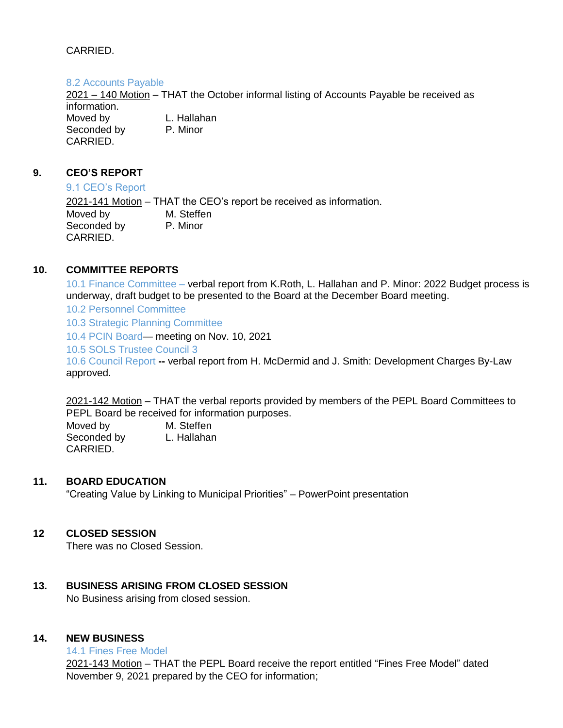CARRIED.

8.2 Accounts Payable

2021 – 140 Motion – THAT the October informal listing of Accounts Payable be received as information.

Moved by L. Hallahan
Seconded by P. Minor
CARRIED.

## 9. CEO'S REPORT

9.1 CEO's Report

2021-141 Motion – THAT the CEO's report be received as information.

Moved by M. Steffen
Seconded by P. Minor
CARRIED.

## 10. COMMITTEE REPORTS

10.1 Finance Committee – verbal report from K.Roth, L. Hallahan and P. Minor: 2022 Budget process is underway, draft budget to be presented to the Board at the December Board meeting.

10.2 Personnel Committee

10.3 Strategic Planning Committee

10.4 PCIN Board— meeting on Nov. 10, 2021

10.5 SOLS Trustee Council 3

10.6 Council Report **--** verbal report from H. McDermid and J. Smith: Development Charges By-Law approved.

2021-142 Motion – THAT the verbal reports provided by members of the PEPL Board Committees to PEPL Board be received for information purposes.

Moved by M. Steffen
Seconded by L. Hallahan
CARRIED.

## 11. BOARD EDUCATION

"Creating Value by Linking to Municipal Priorities" – PowerPoint presentation

## 12 CLOSED SESSION

There was no Closed Session.

## 13. BUSINESS ARISING FROM CLOSED SESSION

No Business arising from closed session.

## 14. NEW BUSINESS

14.1 Fines Free Model

2021-143 Motion – THAT the PEPL Board receive the report entitled "Fines Free Model" dated November 9, 2021 prepared by the CEO for information;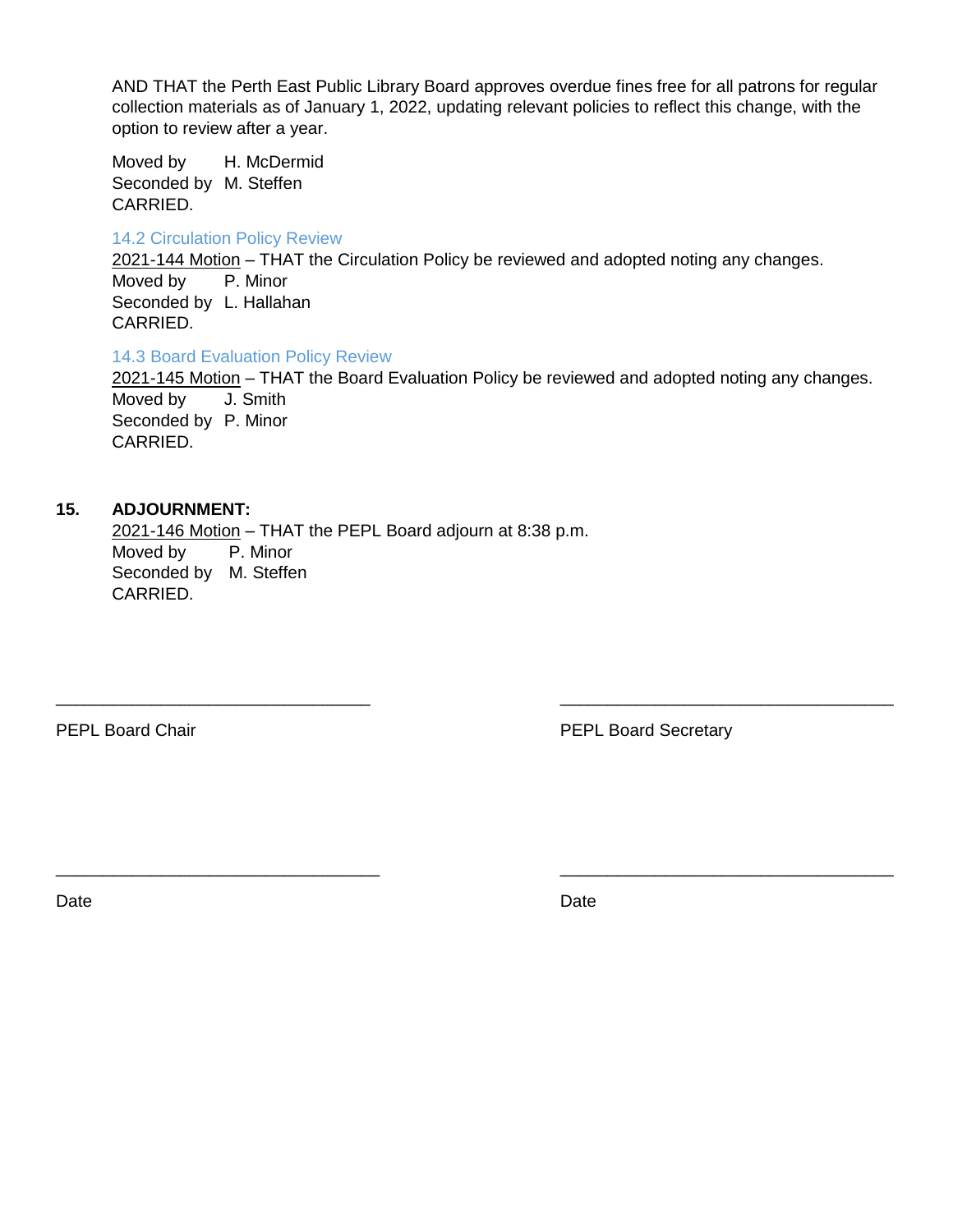AND THAT the Perth East Public Library Board approves overdue fines free for all patrons for regular collection materials as of January 1, 2022, updating relevant policies to reflect this change, with the option to review after a year.

Moved by H. McDermid
Seconded by M. Steffen
CARRIED.

### 14.2 Circulation Policy Review

2021-144 Motion – THAT the Circulation Policy be reviewed and adopted noting any changes.
Moved by P. Minor
Seconded by L. Hallahan
CARRIED.

### 14.3 Board Evaluation Policy Review

2021-145 Motion – THAT the Board Evaluation Policy be reviewed and adopted noting any changes.
Moved by J. Smith
Seconded by P. Minor
CARRIED.

## 15. ADJOURNMENT:

2021-146 Motion – THAT the PEPL Board adjourn at 8:38 p.m.
Moved by P. Minor
Seconded by M. Steffen
CARRIED.

\_\_\_\_\_\_\_\_\_\_\_\_\_\_\_\_\_\_\_\_\_\_\_\_\_\_\_\_\_\_\_\_

PEPL Board Chair

\_\_\_\_\_\_\_\_\_\_\_\_\_\_\_\_\_\_\_\_\_\_\_\_\_\_\_\_\_\_\_\_

PEPL Board Secretary

\_\_\_\_\_\_\_\_\_\_\_\_\_\_\_\_\_\_\_\_\_\_\_\_\_\_\_\_\_\_\_\_

Date

\_\_\_\_\_\_\_\_\_\_\_\_\_\_\_\_\_\_\_\_\_\_\_\_\_\_\_\_\_\_\_\_

Date